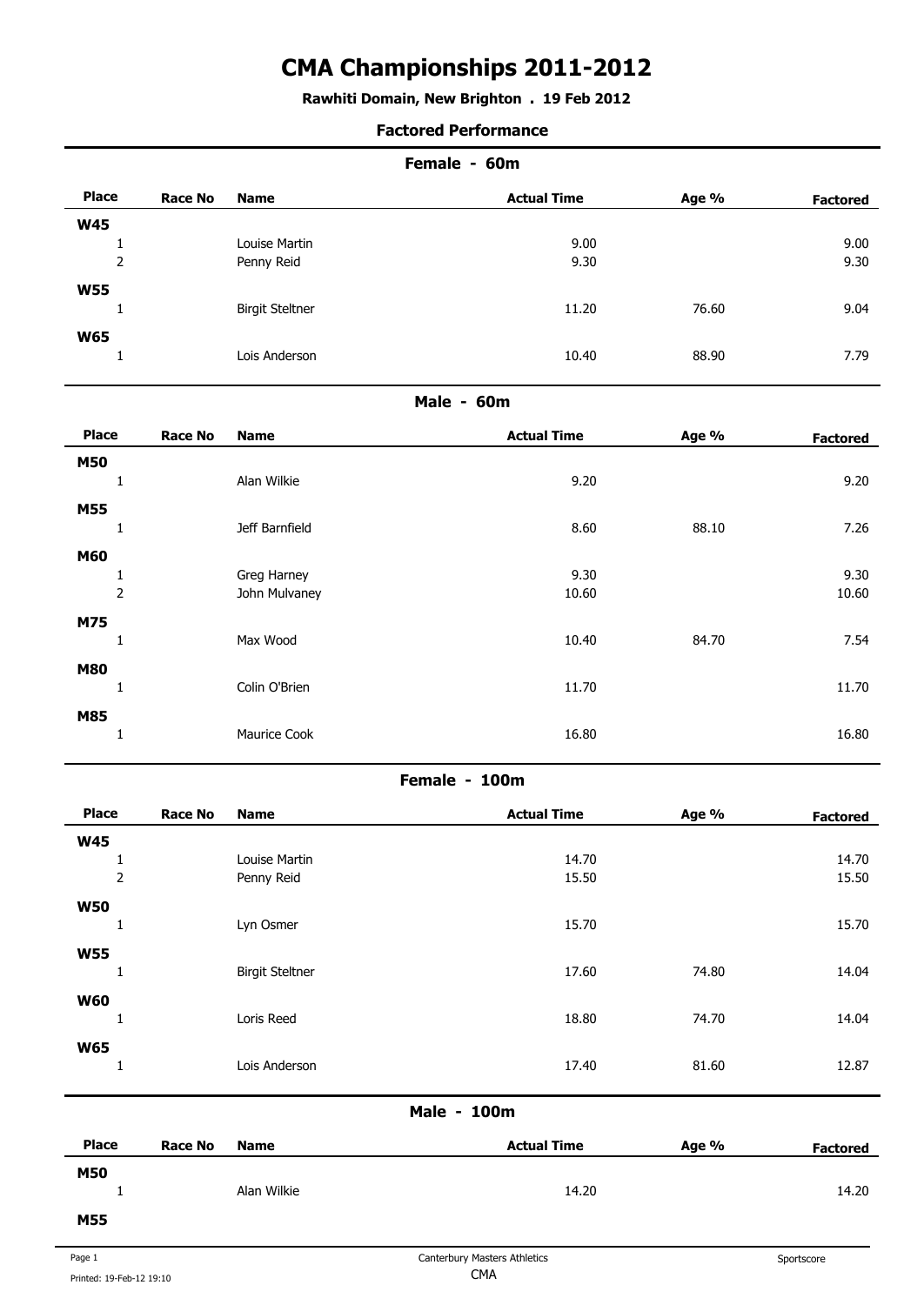# CMA Championships 2011-2012

**Rawhiti Domain, New Brighton . 19 Feb 2012**

**Factored Performance**

## Female - 60m

| Place | Race No | Name | Actual Time | Age % | Factored |
|---|---|---|---|---|---|
| **W45** | | | | | |
| 1 | | Louise Martin | 9.00 | | 9.00 |
| 2 | | Penny Reid | 9.30 | | 9.30 |
| **W55** | | | | | |
| 1 | | Birgit Steltner | 11.20 | 76.60 | 9.04 |
| **W65** | | | | | |
| 1 | | Lois Anderson | 10.40 | 88.90 | 7.79 |

## Male - 60m

| Place | Race No | Name | Actual Time | Age % | Factored |
|---|---|---|---|---|---|
| **M50** | | | | | |
| 1 | | Alan Wilkie | 9.20 | | 9.20 |
| **M55** | | | | | |
| 1 | | Jeff Barnfield | 8.60 | 88.10 | 7.26 |
| **M60** | | | | | |
| 1 | | Greg Harney | 9.30 | | 9.30 |
| 2 | | John Mulvaney | 10.60 | | 10.60 |
| **M75** | | | | | |
| 1 | | Max Wood | 10.40 | 84.70 | 7.54 |
| **M80** | | | | | |
| 1 | | Colin O'Brien | 11.70 | | 11.70 |
| **M85** | | | | | |
| 1 | | Maurice Cook | 16.80 | | 16.80 |

## Female - 100m

| Place | Race No | Name | Actual Time | Age % | Factored |
|---|---|---|---|---|---|
| **W45** | | | | | |
| 1 | | Louise Martin | 14.70 | | 14.70 |
| 2 | | Penny Reid | 15.50 | | 15.50 |
| **W50** | | | | | |
| 1 | | Lyn Osmer | 15.70 | | 15.70 |
| **W55** | | | | | |
| 1 | | Birgit Steltner | 17.60 | 74.80 | 14.04 |
| **W60** | | | | | |
| 1 | | Loris Reed | 18.80 | 74.70 | 14.04 |
| **W65** | | | | | |
| 1 | | Lois Anderson | 17.40 | 81.60 | 12.87 |

## Male - 100m

| Place | Race No | Name | Actual Time | Age % | Factored |
|---|---|---|---|---|---|
| **M50** | | | | | |
| 1 | | Alan Wilkie | 14.20 | | 14.20 |
| **M55** | | | | | |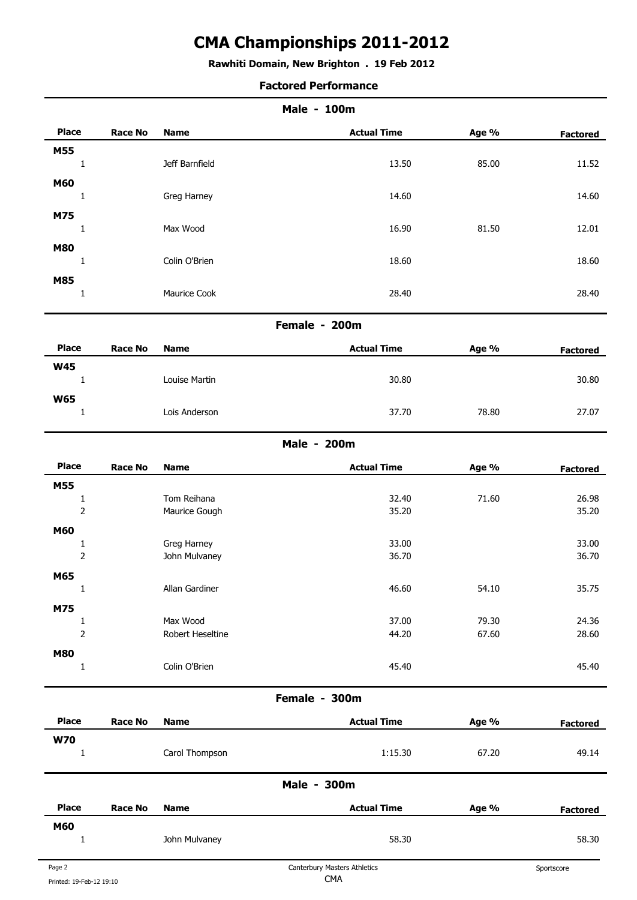# CMA Championships 2011-2012

**Rawhiti Domain, New Brighton . 19 Feb 2012**

**Factored Performance**

## Male - 100m

| Place | Race No | Name | Actual Time | Age % | Factored |
|---|---|---|---|---|---|
| **M55** | | | | | |
| 1 | | Jeff Barnfield | 13.50 | 85.00 | 11.52 |
| **M60** | | | | | |
| 1 | | Greg Harney | 14.60 | | 14.60 |
| **M75** | | | | | |
| 1 | | Max Wood | 16.90 | 81.50 | 12.01 |
| **M80** | | | | | |
| 1 | | Colin O'Brien | 18.60 | | 18.60 |
| **M85** | | | | | |
| 1 | | Maurice Cook | 28.40 | | 28.40 |

## Female - 200m

| Place | Race No | Name | Actual Time | Age % | Factored |
|---|---|---|---|---|---|
| **W45** | | | | | |
| 1 | | Louise Martin | 30.80 | | 30.80 |
| **W65** | | | | | |
| 1 | | Lois Anderson | 37.70 | 78.80 | 27.07 |

## Male - 200m

| Place | Race No | Name | Actual Time | Age % | Factored |
|---|---|---|---|---|---|
| **M55** | | | | | |
| 1 | | Tom Reihana | 32.40 | 71.60 | 26.98 |
| 2 | | Maurice Gough | 35.20 | | 35.20 |
| **M60** | | | | | |
| 1 | | Greg Harney | 33.00 | | 33.00 |
| 2 | | John Mulvaney | 36.70 | | 36.70 |
| **M65** | | | | | |
| 1 | | Allan Gardiner | 46.60 | 54.10 | 35.75 |
| **M75** | | | | | |
| 1 | | Max Wood | 37.00 | 79.30 | 24.36 |
| 2 | | Robert Heseltine | 44.20 | 67.60 | 28.60 |
| **M80** | | | | | |
| 1 | | Colin O'Brien | 45.40 | | 45.40 |

## Female - 300m

| Place | Race No | Name | Actual Time | Age % | Factored |
|---|---|---|---|---|---|
| **W70** | | | | | |
| 1 | | Carol Thompson | 1:15.30 | 67.20 | 49.14 |

## Male - 300m

| Place | Race No | Name | Actual Time | Age % | Factored |
|---|---|---|---|---|---|
| **M60** | | | | | |
| 1 | | John Mulvaney | 58.30 | | 58.30 |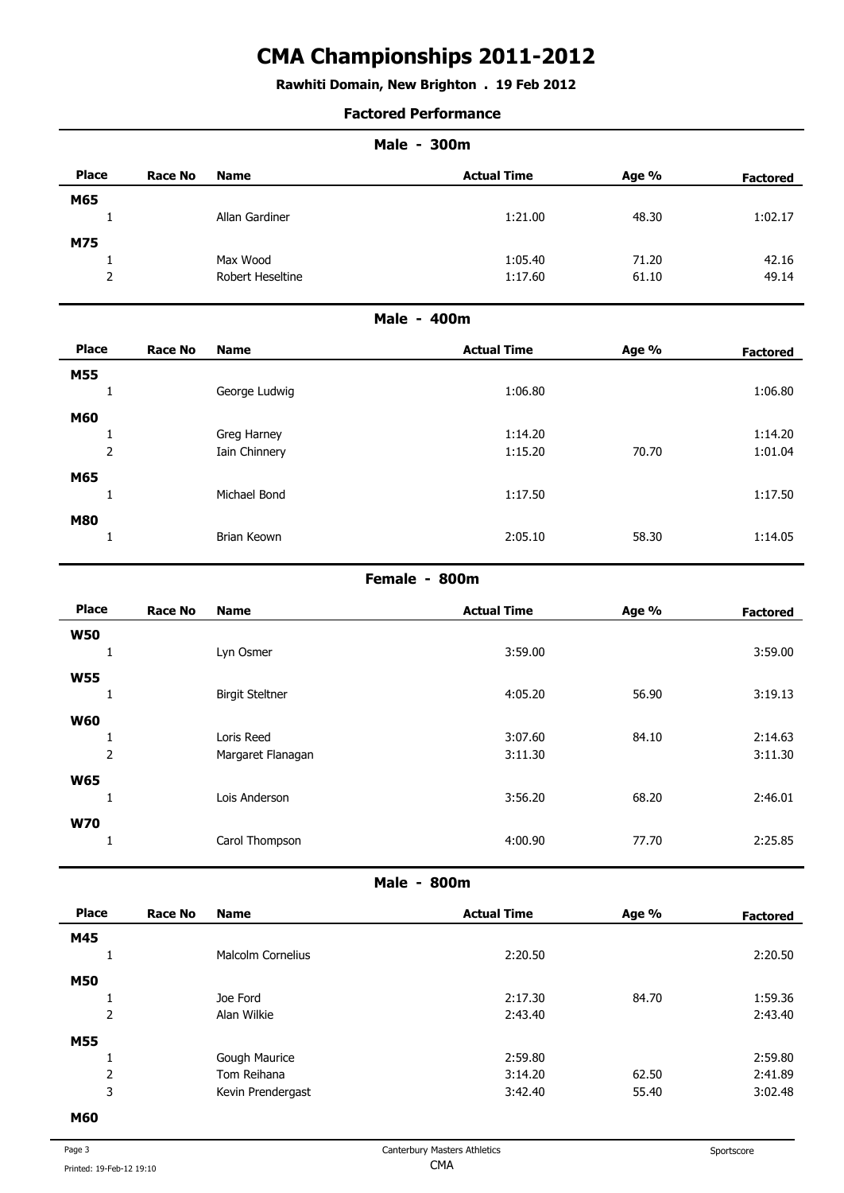# CMA Championships 2011-2012

**Rawhiti Domain, New Brighton . 19 Feb 2012**

**Factored Performance**

## Male - 300m

| Place | Race No | Name | Actual Time | Age % | Factored |
|---|---|---|---|---|---|
| **M65** | | | | | |
| 1 | | Allan Gardiner | 1:21.00 | 48.30 | 1:02.17 |
| **M75** | | | | | |
| 1 | | Max Wood | 1:05.40 | 71.20 | 42.16 |
| 2 | | Robert Heseltine | 1:17.60 | 61.10 | 49.14 |

## Male - 400m

| Place | Race No | Name | Actual Time | Age % | Factored |
|---|---|---|---|---|---|
| **M55** | | | | | |
| 1 | | George Ludwig | 1:06.80 | | 1:06.80 |
| **M60** | | | | | |
| 1 | | Greg Harney | 1:14.20 | | 1:14.20 |
| 2 | | Iain Chinnery | 1:15.20 | 70.70 | 1:01.04 |
| **M65** | | | | | |
| 1 | | Michael Bond | 1:17.50 | | 1:17.50 |
| **M80** | | | | | |
| 1 | | Brian Keown | 2:05.10 | 58.30 | 1:14.05 |

## Female - 800m

| Place | Race No | Name | Actual Time | Age % | Factored |
|---|---|---|---|---|---|
| **W50** | | | | | |
| 1 | | Lyn Osmer | 3:59.00 | | 3:59.00 |
| **W55** | | | | | |
| 1 | | Birgit Steltner | 4:05.20 | 56.90 | 3:19.13 |
| **W60** | | | | | |
| 1 | | Loris Reed | 3:07.60 | 84.10 | 2:14.63 |
| 2 | | Margaret Flanagan | 3:11.30 | | 3:11.30 |
| **W65** | | | | | |
| 1 | | Lois Anderson | 3:56.20 | 68.20 | 2:46.01 |
| **W70** | | | | | |
| 1 | | Carol Thompson | 4:00.90 | 77.70 | 2:25.85 |

## Male - 800m

| Place | Race No | Name | Actual Time | Age % | Factored |
|---|---|---|---|---|---|
| **M45** | | | | | |
| 1 | | Malcolm Cornelius | 2:20.50 | | 2:20.50 |
| **M50** | | | | | |
| 1 | | Joe Ford | 2:17.30 | 84.70 | 1:59.36 |
| 2 | | Alan Wilkie | 2:43.40 | | 2:43.40 |
| **M55** | | | | | |
| 1 | | Gough Maurice | 2:59.80 | | 2:59.80 |
| 2 | | Tom Reihana | 3:14.20 | 62.50 | 2:41.89 |
| 3 | | Kevin Prendergast | 3:42.40 | 55.40 | 3:02.48 |
| **M60** | | | | | |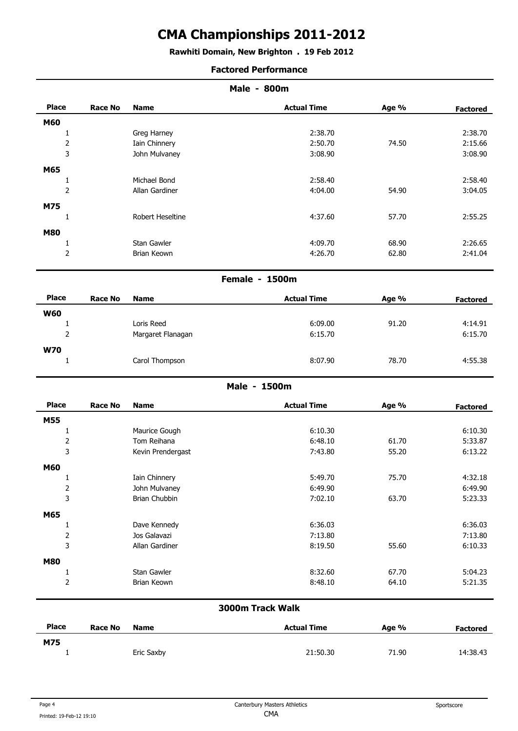# CMA Championships 2011-2012

**Rawhiti Domain, New Brighton . 19 Feb 2012**

**Factored Performance**

## Male - 800m

| Place | Race No | Name | Actual Time | Age % | Factored |
|---|---|---|---|---|---|
| **M60** | | | | | |
| 1 | | Greg Harney | 2:38.70 | | 2:38.70 |
| 2 | | Iain Chinnery | 2:50.70 | 74.50 | 2:15.66 |
| 3 | | John Mulvaney | 3:08.90 | | 3:08.90 |
| **M65** | | | | | |
| 1 | | Michael Bond | 2:58.40 | | 2:58.40 |
| 2 | | Allan Gardiner | 4:04.00 | 54.90 | 3:04.05 |
| **M75** | | | | | |
| 1 | | Robert Heseltine | 4:37.60 | 57.70 | 2:55.25 |
| **M80** | | | | | |
| 1 | | Stan Gawler | 4:09.70 | 68.90 | 2:26.65 |
| 2 | | Brian Keown | 4:26.70 | 62.80 | 2:41.04 |

## Female - 1500m

| Place | Race No | Name | Actual Time | Age % | Factored |
|---|---|---|---|---|---|
| **W60** | | | | | |
| 1 | | Loris Reed | 6:09.00 | 91.20 | 4:14.91 |
| 2 | | Margaret Flanagan | 6:15.70 | | 6:15.70 |
| **W70** | | | | | |
| 1 | | Carol Thompson | 8:07.90 | 78.70 | 4:55.38 |

## Male - 1500m

| Place | Race No | Name | Actual Time | Age % | Factored |
|---|---|---|---|---|---|
| **M55** | | | | | |
| 1 | | Maurice Gough | 6:10.30 | | 6:10.30 |
| 2 | | Tom Reihana | 6:48.10 | 61.70 | 5:33.87 |
| 3 | | Kevin Prendergast | 7:43.80 | 55.20 | 6:13.22 |
| **M60** | | | | | |
| 1 | | Iain Chinnery | 5:49.70 | 75.70 | 4:32.18 |
| 2 | | John Mulvaney | 6:49.90 | | 6:49.90 |
| 3 | | Brian Chubbin | 7:02.10 | 63.70 | 5:23.33 |
| **M65** | | | | | |
| 1 | | Dave Kennedy | 6:36.03 | | 6:36.03 |
| 2 | | Jos Galavazi | 7:13.80 | | 7:13.80 |
| 3 | | Allan Gardiner | 8:19.50 | 55.60 | 6:10.33 |
| **M80** | | | | | |
| 1 | | Stan Gawler | 8:32.60 | 67.70 | 5:04.23 |
| 2 | | Brian Keown | 8:48.10 | 64.10 | 5:21.35 |

## 3000m Track Walk

| Place | Race No | Name | Actual Time | Age % | Factored |
|---|---|---|---|---|---|
| **M75** | | | | | |
| 1 | | Eric Saxby | 21:50.30 | 71.90 | 14:38.43 |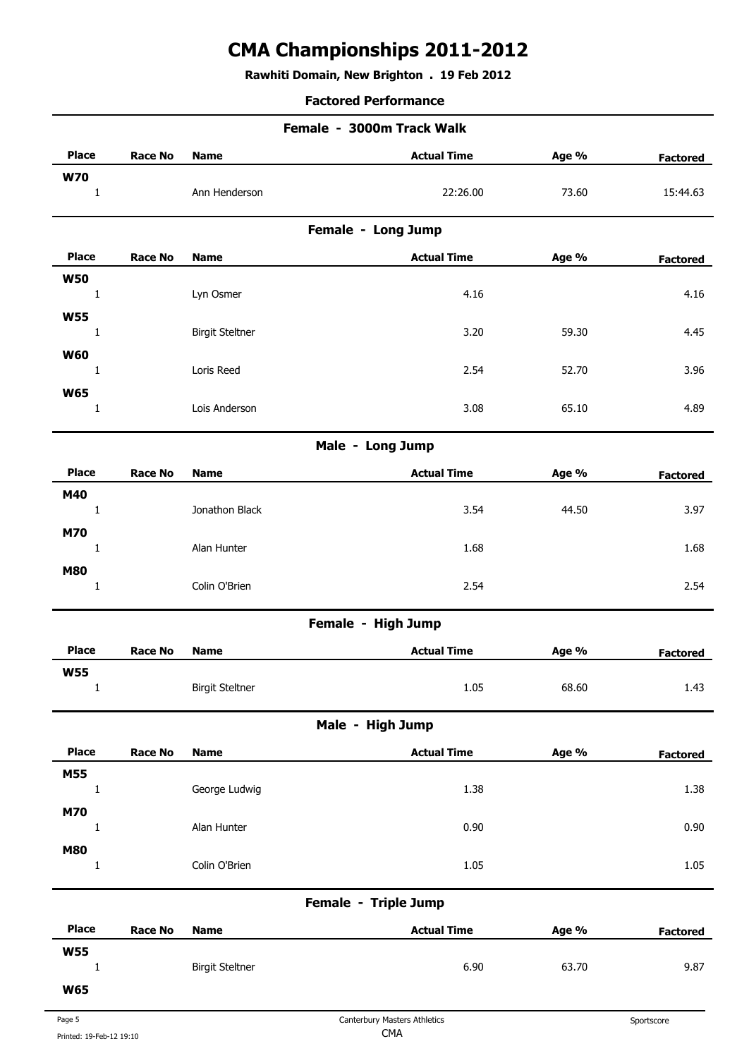# CMA Championships 2011-2012

**Rawhiti Domain, New Brighton . 19 Feb 2012**

**Factored Performance**

## Female - 3000m Track Walk

| Place | Race No | Name | Actual Time | Age % | Factored |
|---|---|---|---|---|---|
| **W70** | | | | | |
| 1 | | Ann Henderson | 22:26.00 | 73.60 | 15:44.63 |

## Female - Long Jump

| Place | Race No | Name | Actual Time | Age % | Factored |
|---|---|---|---|---|---|
| **W50** | | | | | |
| 1 | | Lyn Osmer | 4.16 | | 4.16 |
| **W55** | | | | | |
| 1 | | Birgit Steltner | 3.20 | 59.30 | 4.45 |
| **W60** | | | | | |
| 1 | | Loris Reed | 2.54 | 52.70 | 3.96 |
| **W65** | | | | | |
| 1 | | Lois Anderson | 3.08 | 65.10 | 4.89 |

## Male - Long Jump

| Place | Race No | Name | Actual Time | Age % | Factored |
|---|---|---|---|---|---|
| **M40** | | | | | |
| 1 | | Jonathon Black | 3.54 | 44.50 | 3.97 |
| **M70** | | | | | |
| 1 | | Alan Hunter | 1.68 | | 1.68 |
| **M80** | | | | | |
| 1 | | Colin O'Brien | 2.54 | | 2.54 |

## Female - High Jump

| Place | Race No | Name | Actual Time | Age % | Factored |
|---|---|---|---|---|---|
| **W55** | | | | | |
| 1 | | Birgit Steltner | 1.05 | 68.60 | 1.43 |

## Male - High Jump

| Place | Race No | Name | Actual Time | Age % | Factored |
|---|---|---|---|---|---|
| **M55** | | | | | |
| 1 | | George Ludwig | 1.38 | | 1.38 |
| **M70** | | | | | |
| 1 | | Alan Hunter | 0.90 | | 0.90 |
| **M80** | | | | | |
| 1 | | Colin O'Brien | 1.05 | | 1.05 |

## Female - Triple Jump

| Place | Race No | Name | Actual Time | Age % | Factored |
|---|---|---|---|---|---|
| **W55** | | | | | |
| 1 | | Birgit Steltner | 6.90 | 63.70 | 9.87 |
| **W65** | | | | | |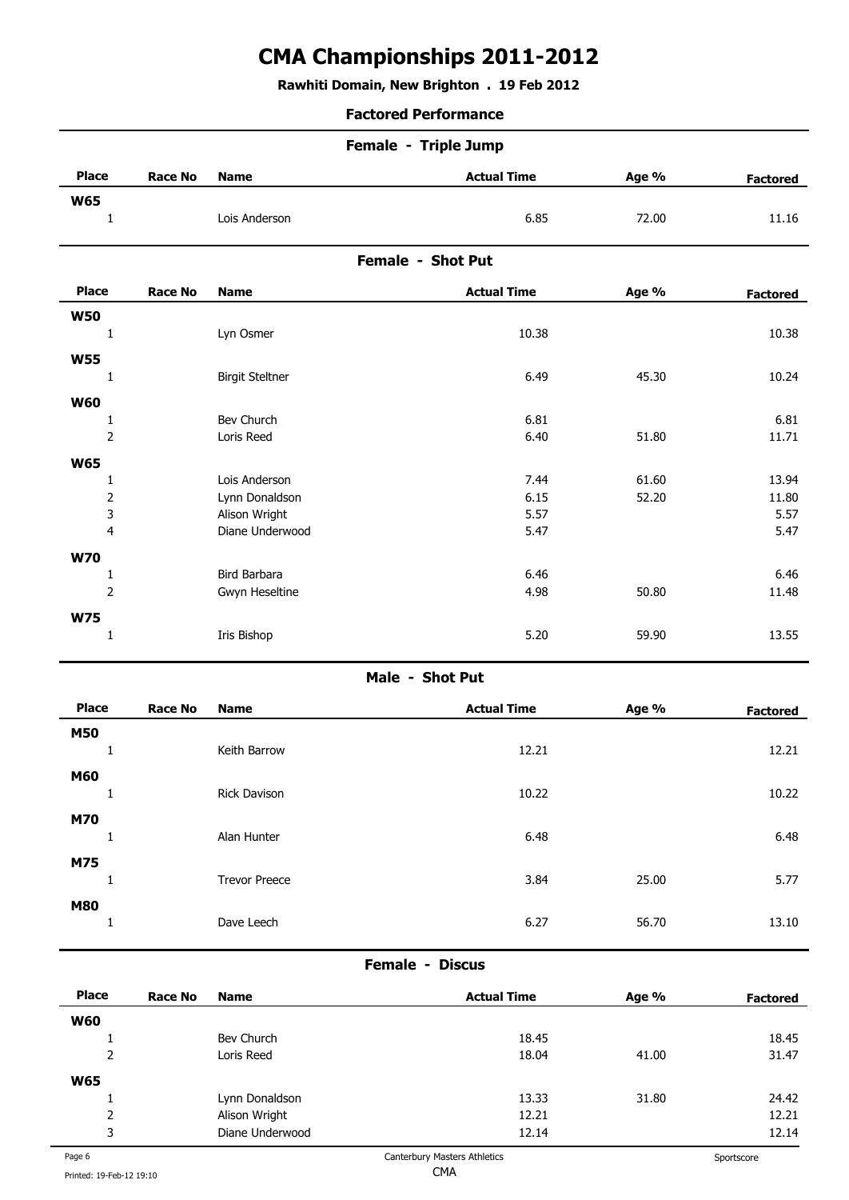# CMA Championships 2011-2012

**Rawhiti Domain, New Brighton . 19 Feb 2012**

**Factored Performance**

## Female - Triple Jump

| Place | Race No | Name | Actual Time | Age % | Factored |
|---|---|---|---|---|---|
| **W65** | | | | | |
| 1 | | Lois Anderson | 6.85 | 72.00 | 11.16 |

## Female - Shot Put

| Place | Race No | Name | Actual Time | Age % | Factored |
|---|---|---|---|---|---|
| **W50** | | | | | |
| 1 | | Lyn Osmer | 10.38 | | 10.38 |
| **W55** | | | | | |
| 1 | | Birgit Steltner | 6.49 | 45.30 | 10.24 |
| **W60** | | | | | |
| 1 | | Bev Church | 6.81 | | 6.81 |
| 2 | | Loris Reed | 6.40 | 51.80 | 11.71 |
| **W65** | | | | | |
| 1 | | Lois Anderson | 7.44 | 61.60 | 13.94 |
| 2 | | Lynn Donaldson | 6.15 | 52.20 | 11.80 |
| 3 | | Alison Wright | 5.57 | | 5.57 |
| 4 | | Diane Underwood | 5.47 | | 5.47 |
| **W70** | | | | | |
| 1 | | Bird Barbara | 6.46 | | 6.46 |
| 2 | | Gwyn Heseltine | 4.98 | 50.80 | 11.48 |
| **W75** | | | | | |
| 1 | | Iris Bishop | 5.20 | 59.90 | 13.55 |

## Male - Shot Put

| Place | Race No | Name | Actual Time | Age % | Factored |
|---|---|---|---|---|---|
| **M50** | | | | | |
| 1 | | Keith Barrow | 12.21 | | 12.21 |
| **M60** | | | | | |
| 1 | | Rick Davison | 10.22 | | 10.22 |
| **M70** | | | | | |
| 1 | | Alan Hunter | 6.48 | | 6.48 |
| **M75** | | | | | |
| 1 | | Trevor Preece | 3.84 | 25.00 | 5.77 |
| **M80** | | | | | |
| 1 | | Dave Leech | 6.27 | 56.70 | 13.10 |

## Female - Discus

| Place | Race No | Name | Actual Time | Age % | Factored |
|---|---|---|---|---|---|
| **W60** | | | | | |
| 1 | | Bev Church | 18.45 | | 18.45 |
| 2 | | Loris Reed | 18.04 | 41.00 | 31.47 |
| **W65** | | | | | |
| 1 | | Lynn Donaldson | 13.33 | 31.80 | 24.42 |
| 2 | | Alison Wright | 12.21 | | 12.21 |
| 3 | | Diane Underwood | 12.14 | | 12.14 |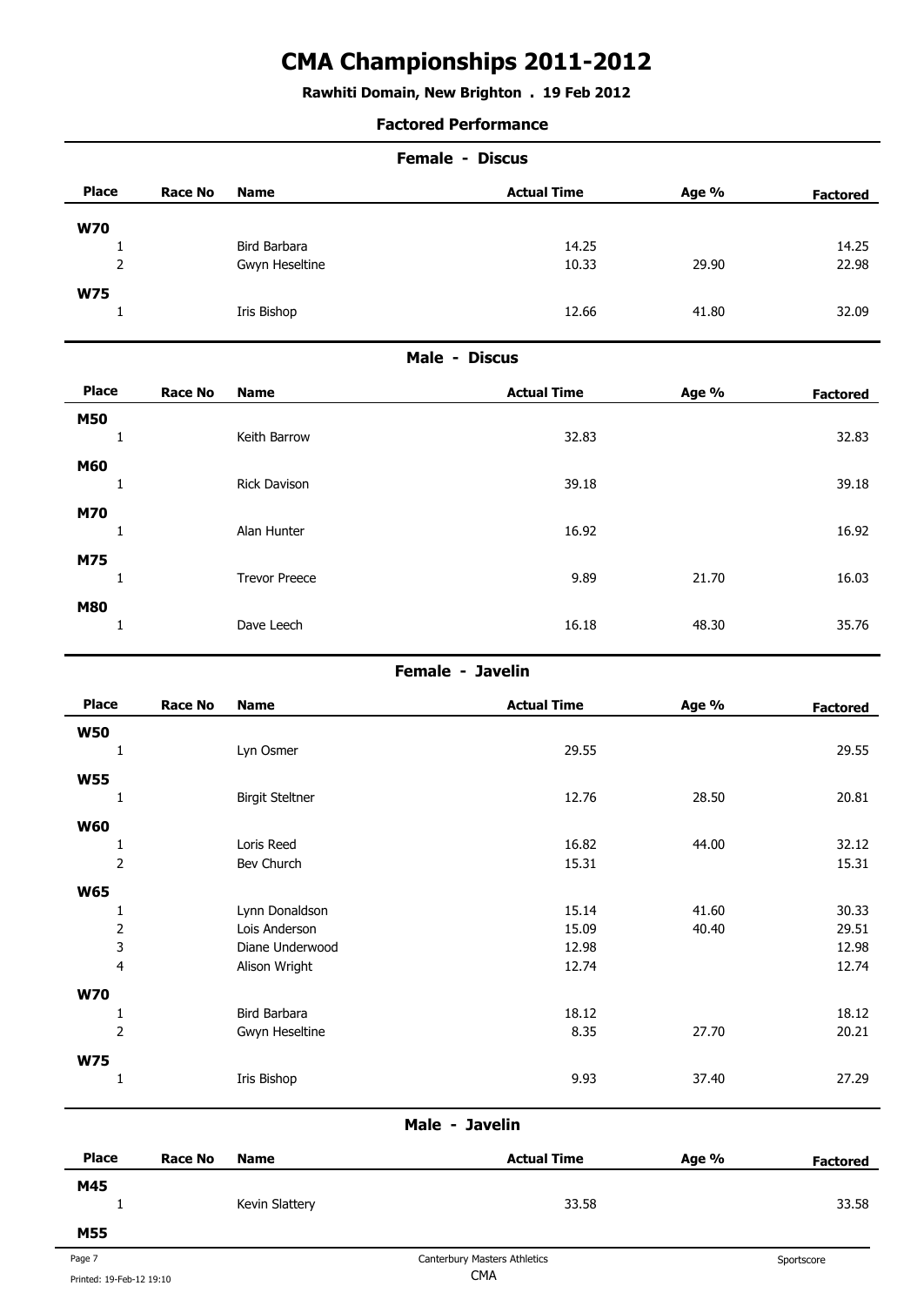# CMA Championships 2011-2012

**Rawhiti Domain, New Brighton . 19 Feb 2012**

**Factored Performance**

## Female - Discus

| Place | Race No | Name | Actual Time | Age % | Factored |
|---|---|---|---|---|---|
| **W70** | | | | | |
| 1 | | Bird Barbara | 14.25 | | 14.25 |
| 2 | | Gwyn Heseltine | 10.33 | 29.90 | 22.98 |
| **W75** | | | | | |
| 1 | | Iris Bishop | 12.66 | 41.80 | 32.09 |

## Male - Discus

| Place | Race No | Name | Actual Time | Age % | Factored |
|---|---|---|---|---|---|
| **M50** | | | | | |
| 1 | | Keith Barrow | 32.83 | | 32.83 |
| **M60** | | | | | |
| 1 | | Rick Davison | 39.18 | | 39.18 |
| **M70** | | | | | |
| 1 | | Alan Hunter | 16.92 | | 16.92 |
| **M75** | | | | | |
| 1 | | Trevor Preece | 9.89 | 21.70 | 16.03 |
| **M80** | | | | | |
| 1 | | Dave Leech | 16.18 | 48.30 | 35.76 |

## Female - Javelin

| Place | Race No | Name | Actual Time | Age % | Factored |
|---|---|---|---|---|---|
| **W50** | | | | | |
| 1 | | Lyn Osmer | 29.55 | | 29.55 |
| **W55** | | | | | |
| 1 | | Birgit Steltner | 12.76 | 28.50 | 20.81 |
| **W60** | | | | | |
| 1 | | Loris Reed | 16.82 | 44.00 | 32.12 |
| 2 | | Bev Church | 15.31 | | 15.31 |
| **W65** | | | | | |
| 1 | | Lynn Donaldson | 15.14 | 41.60 | 30.33 |
| 2 | | Lois Anderson | 15.09 | 40.40 | 29.51 |
| 3 | | Diane Underwood | 12.98 | | 12.98 |
| 4 | | Alison Wright | 12.74 | | 12.74 |
| **W70** | | | | | |
| 1 | | Bird Barbara | 18.12 | | 18.12 |
| 2 | | Gwyn Heseltine | 8.35 | 27.70 | 20.21 |
| **W75** | | | | | |
| 1 | | Iris Bishop | 9.93 | 37.40 | 27.29 |

## Male - Javelin

| Place | Race No | Name | Actual Time | Age % | Factored |
|---|---|---|---|---|---|
| **M45** | | | | | |
| 1 | | Kevin Slattery | 33.58 | | 33.58 |
| **M55** | | | | | |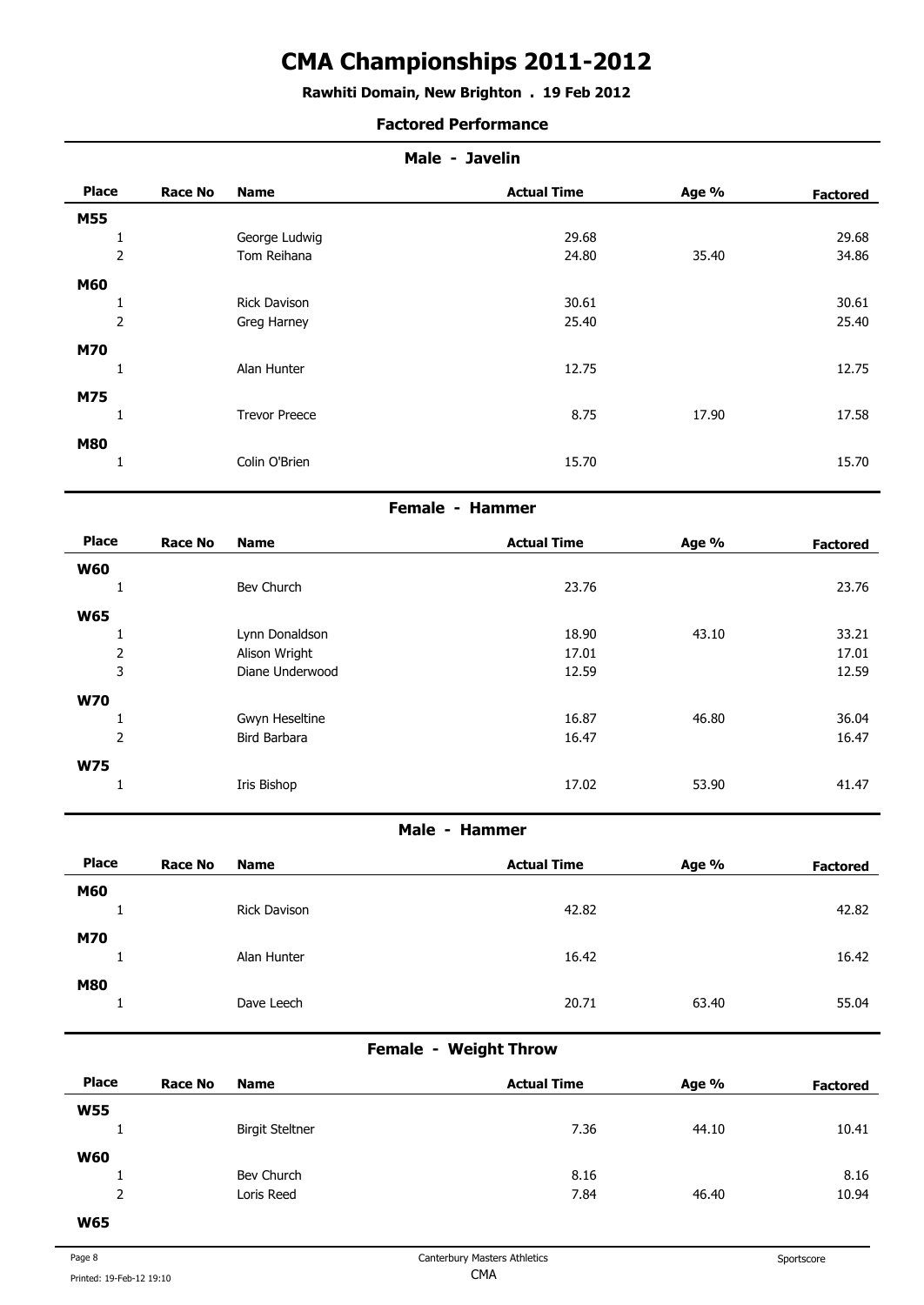# CMA Championships 2011-2012

**Rawhiti Domain, New Brighton . 19 Feb 2012**

**Factored Performance**

## Male - Javelin

| Place | Race No | Name | Actual Time | Age % | Factored |
|---|---|---|---|---|---|
| **M55** | | | | | |
| 1 | | George Ludwig | 29.68 | | 29.68 |
| 2 | | Tom Reihana | 24.80 | 35.40 | 34.86 |
| **M60** | | | | | |
| 1 | | Rick Davison | 30.61 | | 30.61 |
| 2 | | Greg Harney | 25.40 | | 25.40 |
| **M70** | | | | | |
| 1 | | Alan Hunter | 12.75 | | 12.75 |
| **M75** | | | | | |
| 1 | | Trevor Preece | 8.75 | 17.90 | 17.58 |
| **M80** | | | | | |
| 1 | | Colin O'Brien | 15.70 | | 15.70 |

## Female - Hammer

| Place | Race No | Name | Actual Time | Age % | Factored |
|---|---|---|---|---|---|
| **W60** | | | | | |
| 1 | | Bev Church | 23.76 | | 23.76 |
| **W65** | | | | | |
| 1 | | Lynn Donaldson | 18.90 | 43.10 | 33.21 |
| 2 | | Alison Wright | 17.01 | | 17.01 |
| 3 | | Diane Underwood | 12.59 | | 12.59 |
| **W70** | | | | | |
| 1 | | Gwyn Heseltine | 16.87 | 46.80 | 36.04 |
| 2 | | Bird Barbara | 16.47 | | 16.47 |
| **W75** | | | | | |
| 1 | | Iris Bishop | 17.02 | 53.90 | 41.47 |

## Male - Hammer

| Place | Race No | Name | Actual Time | Age % | Factored |
|---|---|---|---|---|---|
| **M60** | | | | | |
| 1 | | Rick Davison | 42.82 | | 42.82 |
| **M70** | | | | | |
| 1 | | Alan Hunter | 16.42 | | 16.42 |
| **M80** | | | | | |
| 1 | | Dave Leech | 20.71 | 63.40 | 55.04 |

## Female - Weight Throw

| Place | Race No | Name | Actual Time | Age % | Factored |
|---|---|---|---|---|---|
| **W55** | | | | | |
| 1 | | Birgit Steltner | 7.36 | 44.10 | 10.41 |
| **W60** | | | | | |
| 1 | | Bev Church | 8.16 | | 8.16 |
| 2 | | Loris Reed | 7.84 | 46.40 | 10.94 |
| **W65** | | | | | |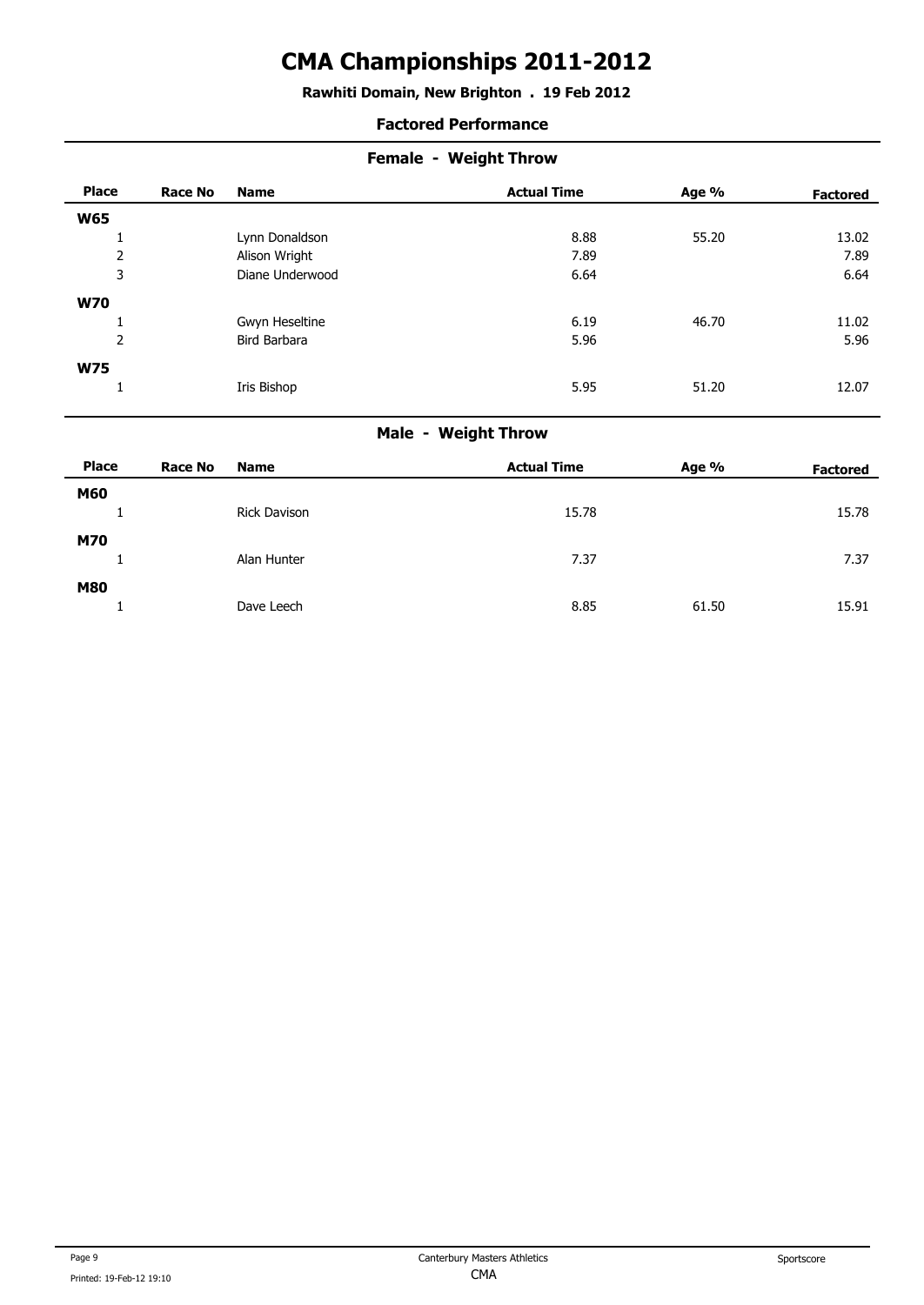# CMA Championships 2011-2012

**Rawhiti Domain, New Brighton . 19 Feb 2012**

**Factored Performance**

## Female - Weight Throw

| Place | Race No | Name | Actual Time | Age % | Factored |
|---|---|---|---|---|---|
| **W65** | | | | | |
| 1 | | Lynn Donaldson | 8.88 | 55.20 | 13.02 |
| 2 | | Alison Wright | 7.89 | | 7.89 |
| 3 | | Diane Underwood | 6.64 | | 6.64 |
| **W70** | | | | | |
| 1 | | Gwyn Heseltine | 6.19 | 46.70 | 11.02 |
| 2 | | Bird Barbara | 5.96 | | 5.96 |
| **W75** | | | | | |
| 1 | | Iris Bishop | 5.95 | 51.20 | 12.07 |

## Male - Weight Throw

| Place | Race No | Name | Actual Time | Age % | Factored |
|---|---|---|---|---|---|
| **M60** | | | | | |
| 1 | | Rick Davison | 15.78 | | 15.78 |
| **M70** | | | | | |
| 1 | | Alan Hunter | 7.37 | | 7.37 |
| **M80** | | | | | |
| 1 | | Dave Leech | 8.85 | 61.50 | 15.91 |